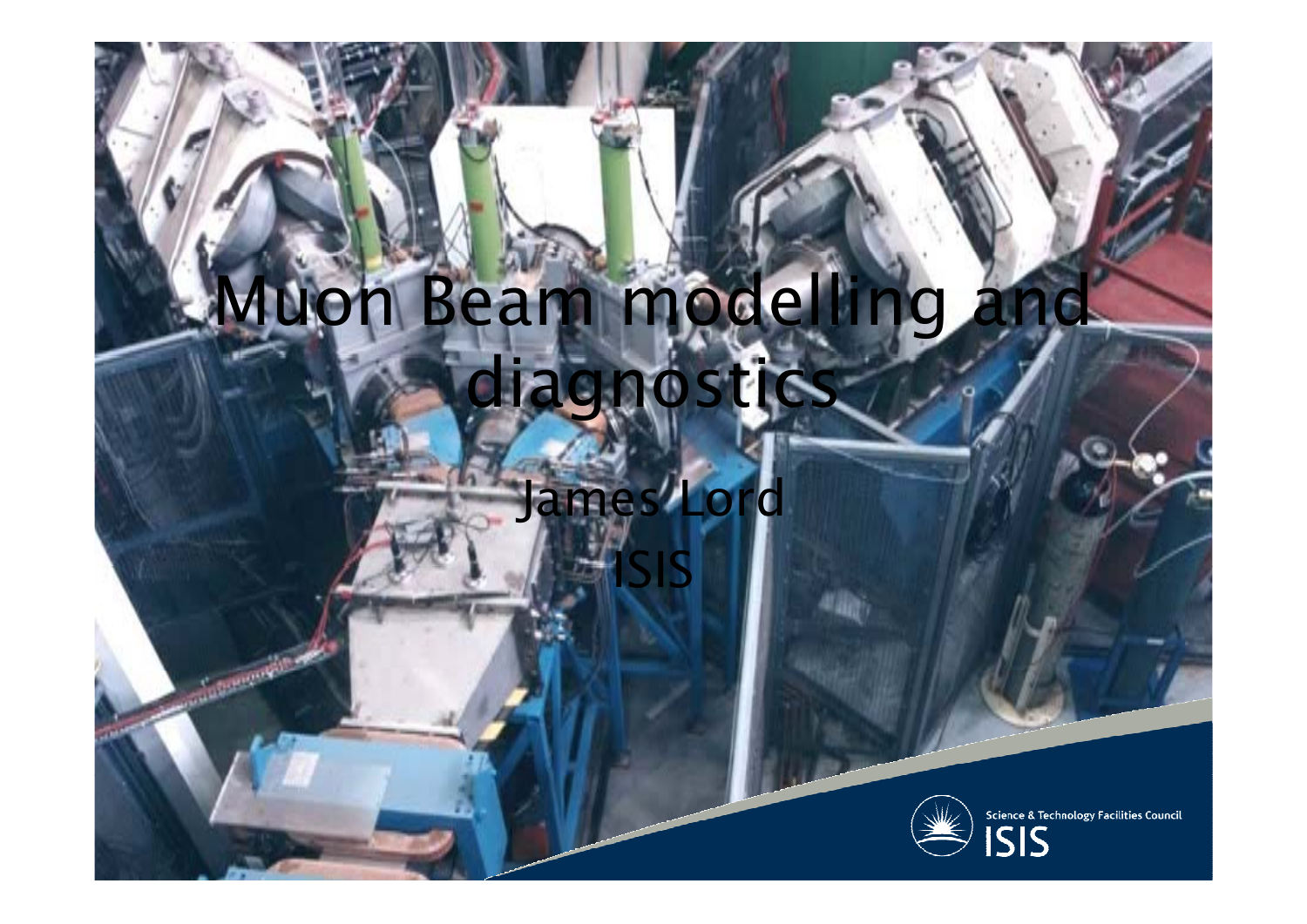# Muon Beam modelling and diagnostics

James Lord

ISIS

Science & Technology Facilities Council
ISIS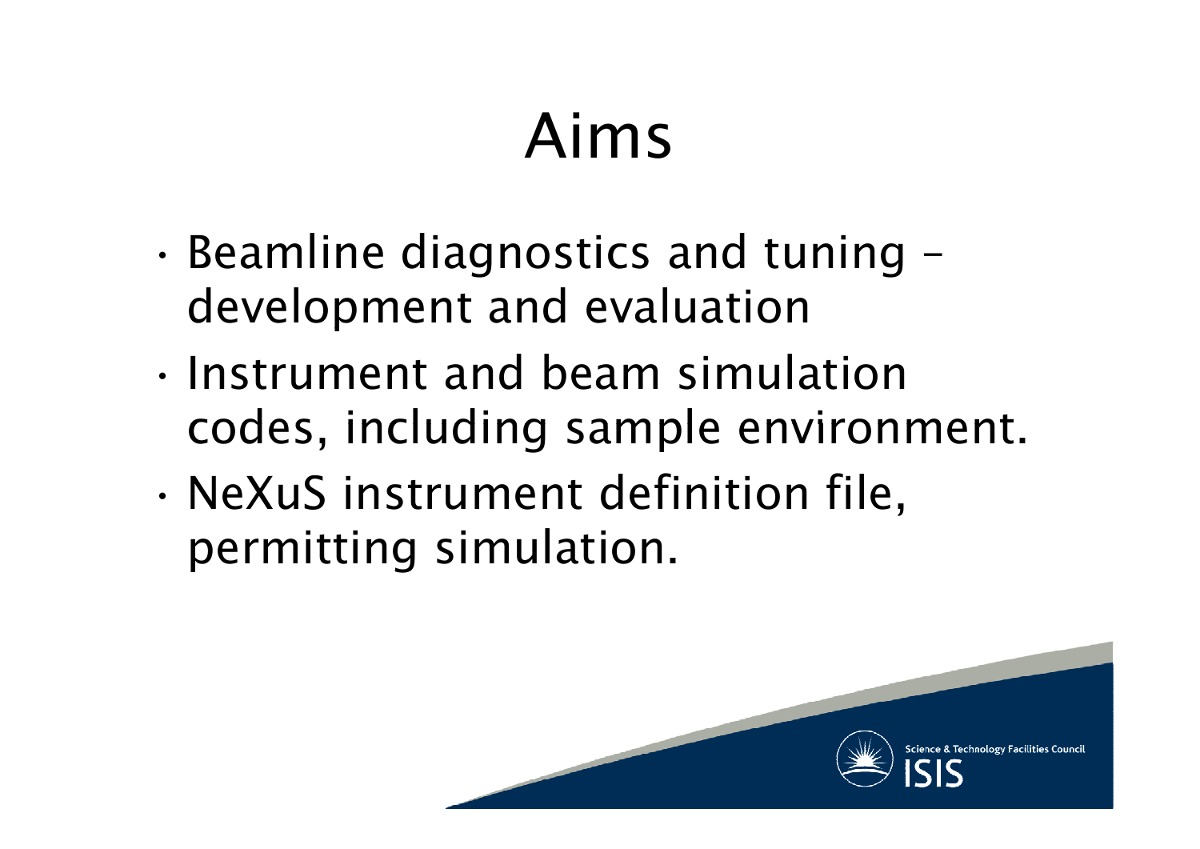# Aims

- Beamline diagnostics and tuning – development and evaluation
- Instrument and beam simulation codes, including sample environment.
- NeXuS instrument definition file, permitting simulation.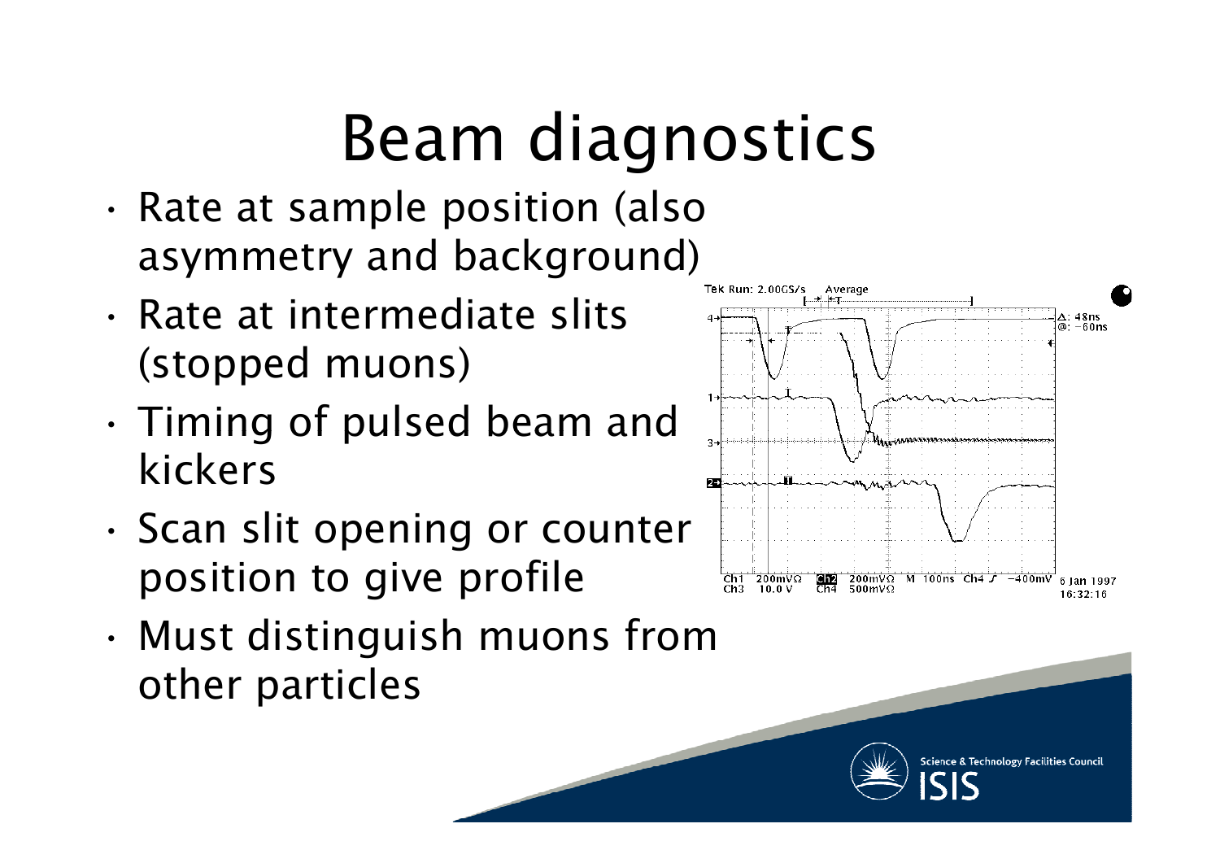# Beam diagnostics

- Rate at sample position (also asymmetry and background)
- Rate at intermediate slits (stopped muons)
- Timing of pulsed beam and kickers
- Scan slit opening or counter position to give profile
- Must distinguish muons from other particles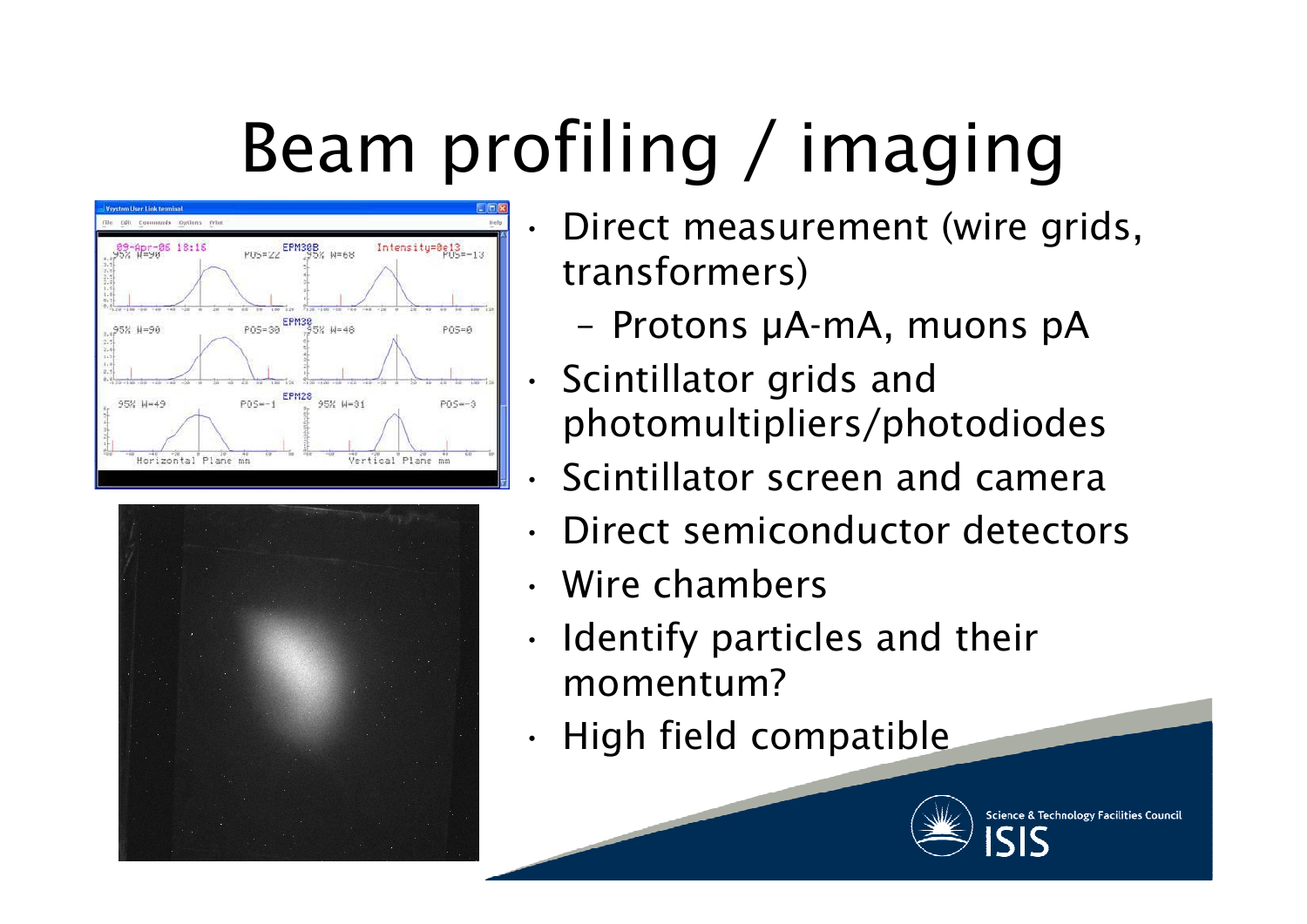# Beam profiling / imaging

- Direct measurement (wire grids, transformers)
  - Protons μA-mA, muons pA
- Scintillator grids and photomultipliers/photodiodes
- Scintillator screen and camera
- Direct semiconductor detectors
- Wire chambers
- Identify particles and their momentum?
- High field compatible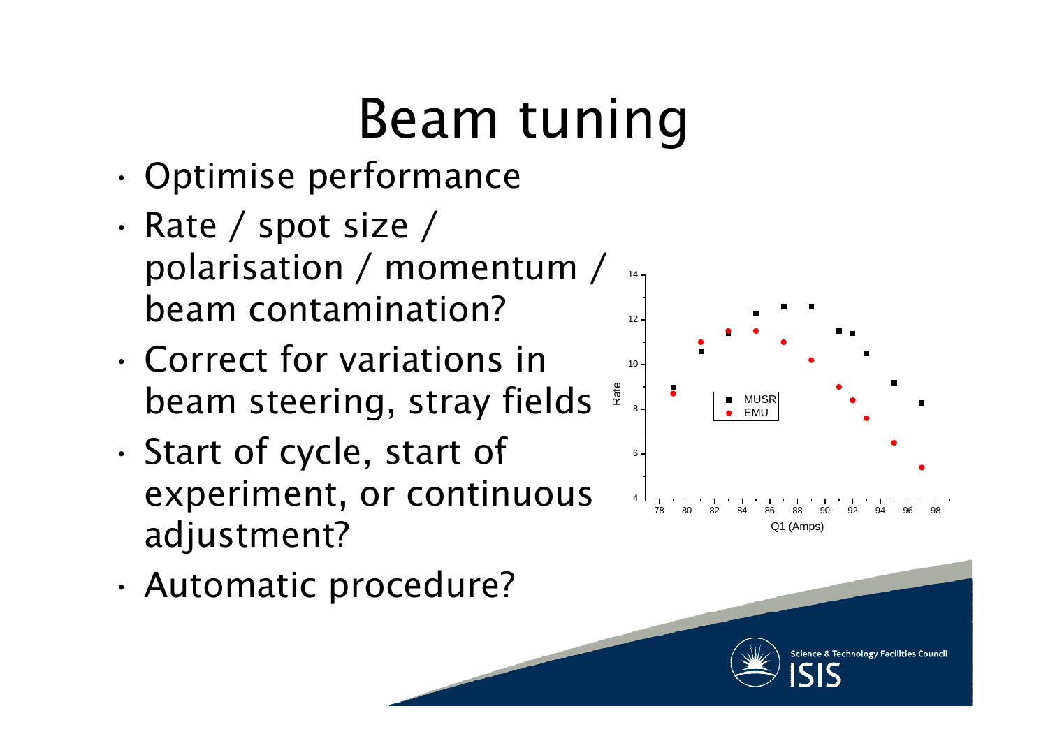# Beam tuning

- Optimise performance
- Rate / spot size / polarisation / momentum / beam contamination?
- Correct for variations in beam steering, stray fields
- Start of cycle, start of experiment, or continuous adjustment?
- Automatic procedure?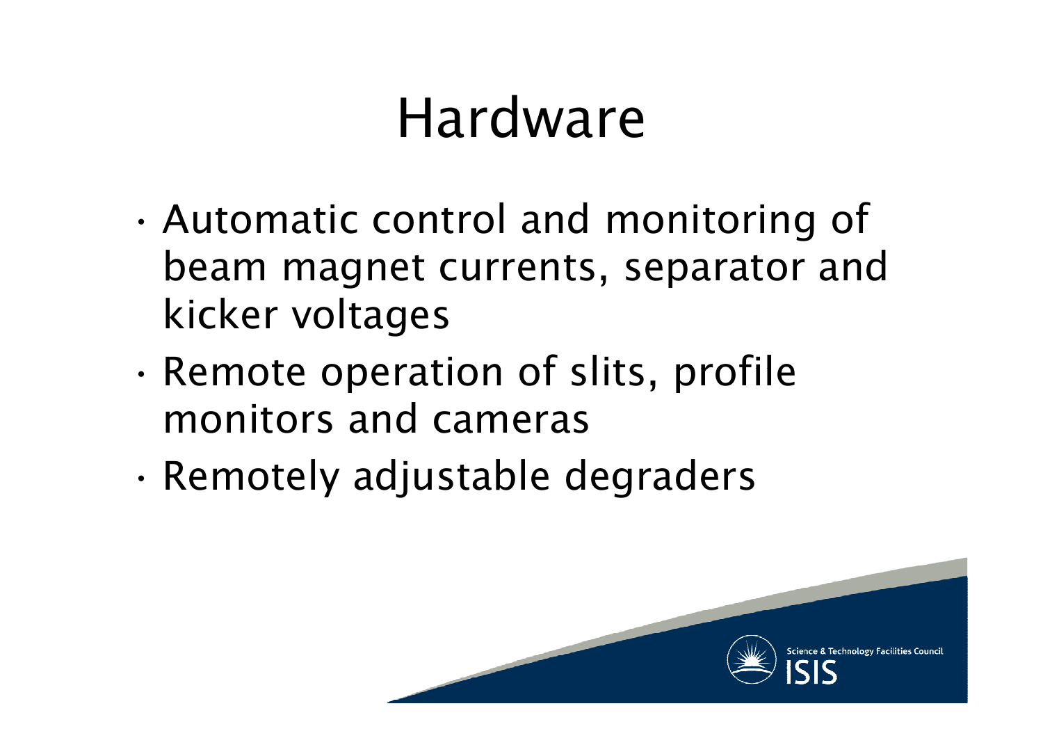# Hardware

- Automatic control and monitoring of beam magnet currents, separator and kicker voltages
- Remote operation of slits, profile monitors and cameras
- Remotely adjustable degraders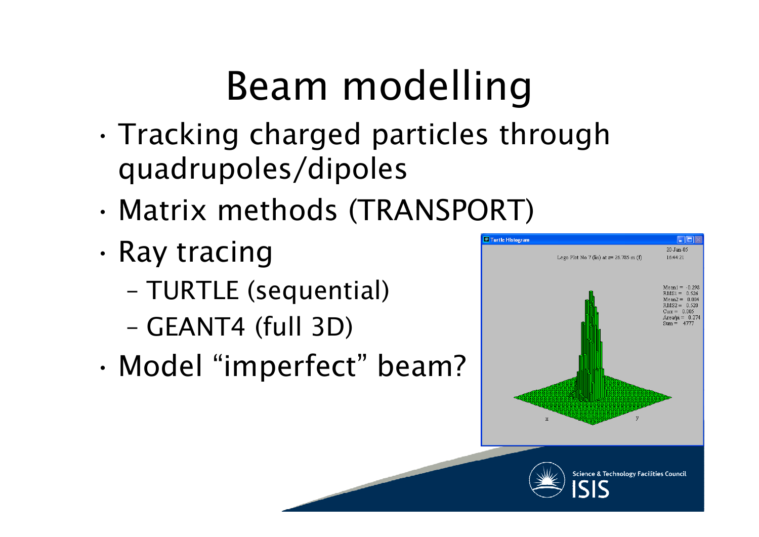# Beam modelling

- Tracking charged particles through quadrupoles/dipoles
- Matrix methods (TRANSPORT)
- Ray tracing
  - TURTLE (sequential)
  - GEANT4 (full 3D)
- Model "imperfect" beam?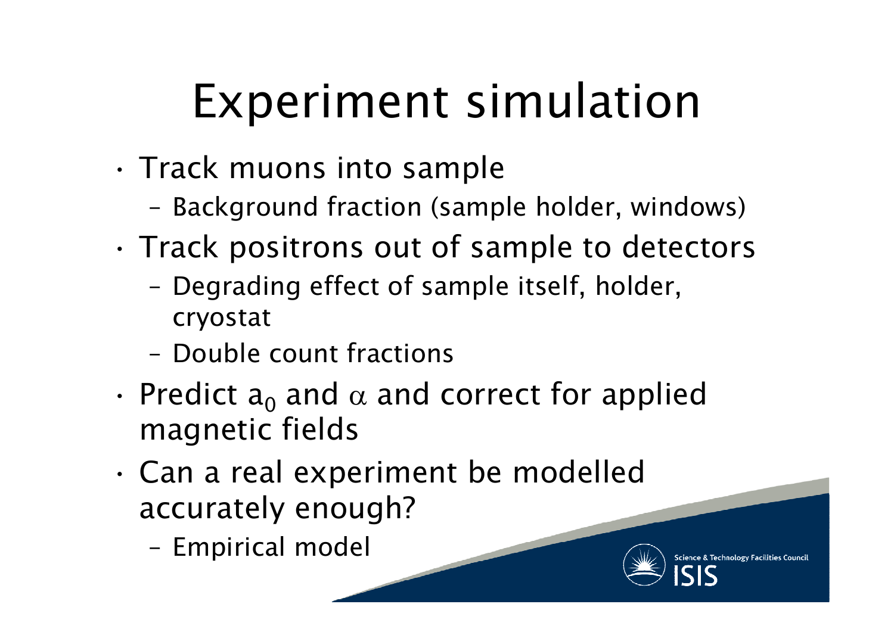# Experiment simulation

- Track muons into sample
  - Background fraction (sample holder, windows)
- Track positrons out of sample to detectors
  - Degrading effect of sample itself, holder, cryostat
  - Double count fractions
- Predict $a_0$ and $\alpha$ and correct for applied magnetic fields
- Can a real experiment be modelled accurately enough?
  - Empirical model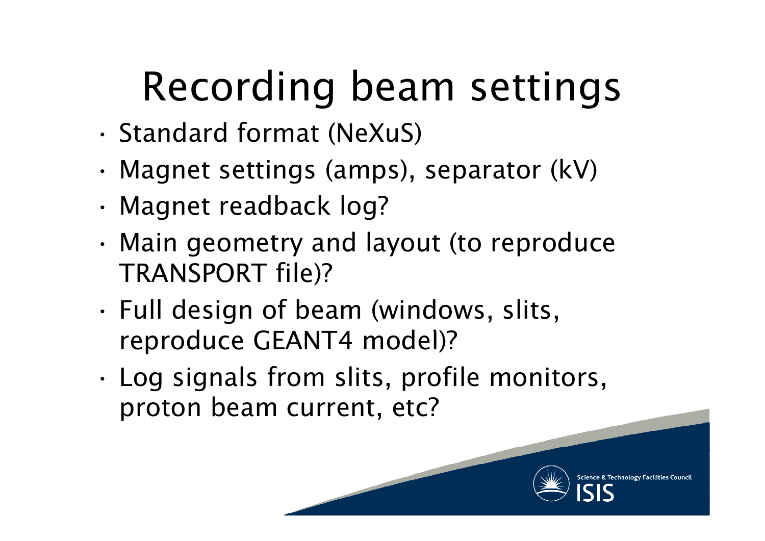# Recording beam settings

- Standard format (NeXuS)
- Magnet settings (amps), separator (kV)
- Magnet readback log?
- Main geometry and layout (to reproduce TRANSPORT file)?
- Full design of beam (windows, slits, reproduce GEANT4 model)?
- Log signals from slits, profile monitors, proton beam current, etc?